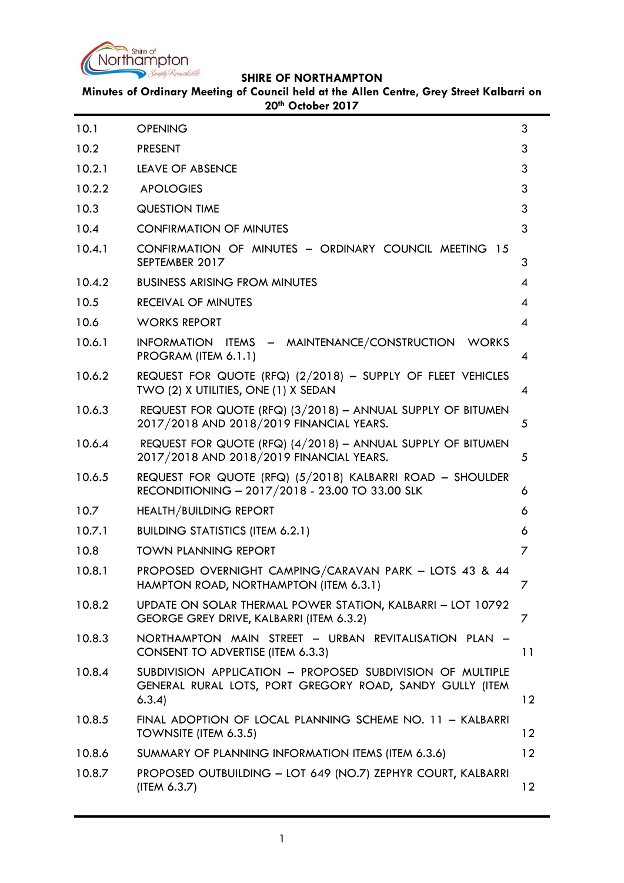# SHIRE OF NORTHAMPTON

**Minutes of Ordinary Meeting of Council held at the Allen Centre, Grey Street Kalbarri on 20th October 2017**

| | | |
|---|---|---|
| 10.1 | OPENING | 3 |
| 10.2 | PRESENT | 3 |
| 10.2.1 | LEAVE OF ABSENCE | 3 |
| 10.2.2 | APOLOGIES | 3 |
| 10.3 | QUESTION TIME | 3 |
| 10.4 | CONFIRMATION OF MINUTES | 3 |
| 10.4.1 | CONFIRMATION OF MINUTES – ORDINARY COUNCIL MEETING 15 SEPTEMBER 2017 | 3 |
| 10.4.2 | BUSINESS ARISING FROM MINUTES | 4 |
| 10.5 | RECEIVAL OF MINUTES | 4 |
| 10.6 | WORKS REPORT | 4 |
| 10.6.1 | INFORMATION ITEMS – MAINTENANCE/CONSTRUCTION WORKS PROGRAM (ITEM 6.1.1) | 4 |
| 10.6.2 | REQUEST FOR QUOTE (RFQ) (2/2018) – SUPPLY OF FLEET VEHICLES TWO (2) X UTILITIES, ONE (1) X SEDAN | 4 |
| 10.6.3 | REQUEST FOR QUOTE (RFQ) (3/2018) – ANNUAL SUPPLY OF BITUMEN 2017/2018 AND 2018/2019 FINANCIAL YEARS. | 5 |
| 10.6.4 | REQUEST FOR QUOTE (RFQ) (4/2018) – ANNUAL SUPPLY OF BITUMEN 2017/2018 AND 2018/2019 FINANCIAL YEARS. | 5 |
| 10.6.5 | REQUEST FOR QUOTE (RFQ) (5/2018) KALBARRI ROAD – SHOULDER RECONDITIONING – 2017/2018 - 23.00 TO 33.00 SLK | 6 |
| 10.7 | HEALTH/BUILDING REPORT | 6 |
| 10.7.1 | BUILDING STATISTICS (ITEM 6.2.1) | 6 |
| 10.8 | TOWN PLANNING REPORT | 7 |
| 10.8.1 | PROPOSED OVERNIGHT CAMPING/CARAVAN PARK – LOTS 43 & 44 HAMPTON ROAD, NORTHAMPTON (ITEM 6.3.1) | 7 |
| 10.8.2 | UPDATE ON SOLAR THERMAL POWER STATION, KALBARRI – LOT 10792 GEORGE GREY DRIVE, KALBARRI (ITEM 6.3.2) | 7 |
| 10.8.3 | NORTHAMPTON MAIN STREET – URBAN REVITALISATION PLAN – CONSENT TO ADVERTISE (ITEM 6.3.3) | 11 |
| 10.8.4 | SUBDIVISION APPLICATION – PROPOSED SUBDIVISION OF MULTIPLE GENERAL RURAL LOTS, PORT GREGORY ROAD, SANDY GULLY (ITEM 6.3.4) | 12 |
| 10.8.5 | FINAL ADOPTION OF LOCAL PLANNING SCHEME NO. 11 – KALBARRI TOWNSITE (ITEM 6.3.5) | 12 |
| 10.8.6 | SUMMARY OF PLANNING INFORMATION ITEMS (ITEM 6.3.6) | 12 |
| 10.8.7 | PROPOSED OUTBUILDING – LOT 649 (NO.7) ZEPHYR COURT, KALBARRI (ITEM 6.3.7) | 12 |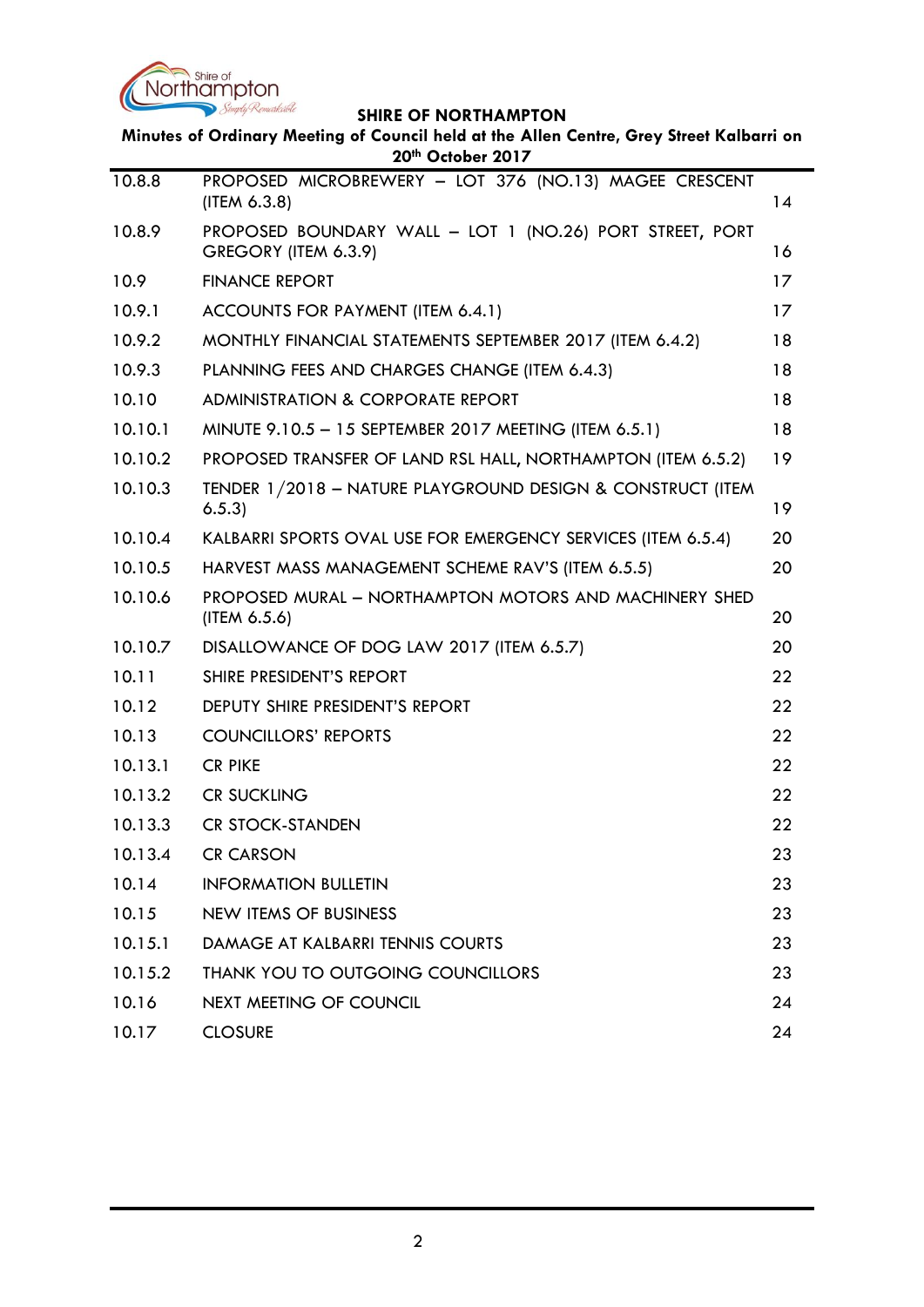| | | |
|---|---|---|
| 10.8.8 | PROPOSED MICROBREWERY – LOT 376 (NO.13) MAGEE CRESCENT (ITEM 6.3.8) | 14 |
| 10.8.9 | PROPOSED BOUNDARY WALL – LOT 1 (NO.26) PORT STREET, PORT GREGORY (ITEM 6.3.9) | 16 |
| 10.9 | FINANCE REPORT | 17 |
| 10.9.1 | ACCOUNTS FOR PAYMENT (ITEM 6.4.1) | 17 |
| 10.9.2 | MONTHLY FINANCIAL STATEMENTS SEPTEMBER 2017 (ITEM 6.4.2) | 18 |
| 10.9.3 | PLANNING FEES AND CHARGES CHANGE (ITEM 6.4.3) | 18 |
| 10.10 | ADMINISTRATION & CORPORATE REPORT | 18 |
| 10.10.1 | MINUTE 9.10.5 – 15 SEPTEMBER 2017 MEETING (ITEM 6.5.1) | 18 |
| 10.10.2 | PROPOSED TRANSFER OF LAND RSL HALL, NORTHAMPTON (ITEM 6.5.2) | 19 |
| 10.10.3 | TENDER 1/2018 – NATURE PLAYGROUND DESIGN & CONSTRUCT (ITEM 6.5.3) | 19 |
| 10.10.4 | KALBARRI SPORTS OVAL USE FOR EMERGENCY SERVICES (ITEM 6.5.4) | 20 |
| 10.10.5 | HARVEST MASS MANAGEMENT SCHEME RAV'S (ITEM 6.5.5) | 20 |
| 10.10.6 | PROPOSED MURAL – NORTHAMPTON MOTORS AND MACHINERY SHED (ITEM 6.5.6) | 20 |
| 10.10.7 | DISALLOWANCE OF DOG LAW 2017 (ITEM 6.5.7) | 20 |
| 10.11 | SHIRE PRESIDENT'S REPORT | 22 |
| 10.12 | DEPUTY SHIRE PRESIDENT'S REPORT | 22 |
| 10.13 | COUNCILLORS' REPORTS | 22 |
| 10.13.1 | CR PIKE | 22 |
| 10.13.2 | CR SUCKLING | 22 |
| 10.13.3 | CR STOCK-STANDEN | 22 |
| 10.13.4 | CR CARSON | 23 |
| 10.14 | INFORMATION BULLETIN | 23 |
| 10.15 | NEW ITEMS OF BUSINESS | 23 |
| 10.15.1 | DAMAGE AT KALBARRI TENNIS COURTS | 23 |
| 10.15.2 | THANK YOU TO OUTGOING COUNCILLORS | 23 |
| 10.16 | NEXT MEETING OF COUNCIL | 24 |
| 10.17 | CLOSURE | 24 |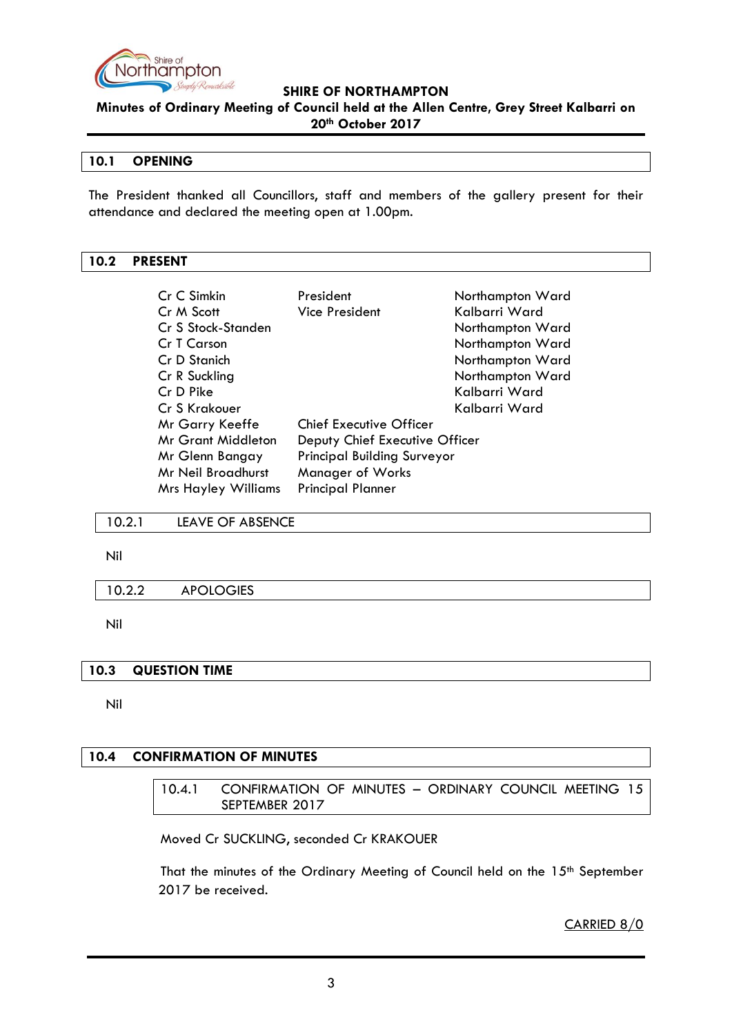## 10.1 OPENING

The President thanked all Councillors, staff and members of the gallery present for their attendance and declared the meeting open at 1.00pm.

## 10.2 PRESENT

| | | |
|---|---|---|
| Cr C Simkin | President | Northampton Ward |
| Cr M Scott | Vice President | Kalbarri Ward |
| Cr S Stock-Standen | | Northampton Ward |
| Cr T Carson | | Northampton Ward |
| Cr D Stanich | | Northampton Ward |
| Cr R Suckling | | Northampton Ward |
| Cr D Pike | | Kalbarri Ward |
| Cr S Krakouer | | Kalbarri Ward |
| Mr Garry Keeffe | Chief Executive Officer | |
| Mr Grant Middleton | Deputy Chief Executive Officer | |
| Mr Glenn Bangay | Principal Building Surveyor | |
| Mr Neil Broadhurst | Manager of Works | |
| Mrs Hayley Williams | Principal Planner | |

### 10.2.1 LEAVE OF ABSENCE

Nil

### 10.2.2 APOLOGIES

Nil

## 10.3 QUESTION TIME

Nil

## 10.4 CONFIRMATION OF MINUTES

### 10.4.1 CONFIRMATION OF MINUTES – ORDINARY COUNCIL MEETING 15 SEPTEMBER 2017

Moved Cr SUCKLING, seconded Cr KRAKOUER

That the minutes of the Ordinary Meeting of Council held on the 15th September 2017 be received.

CARRIED 8/0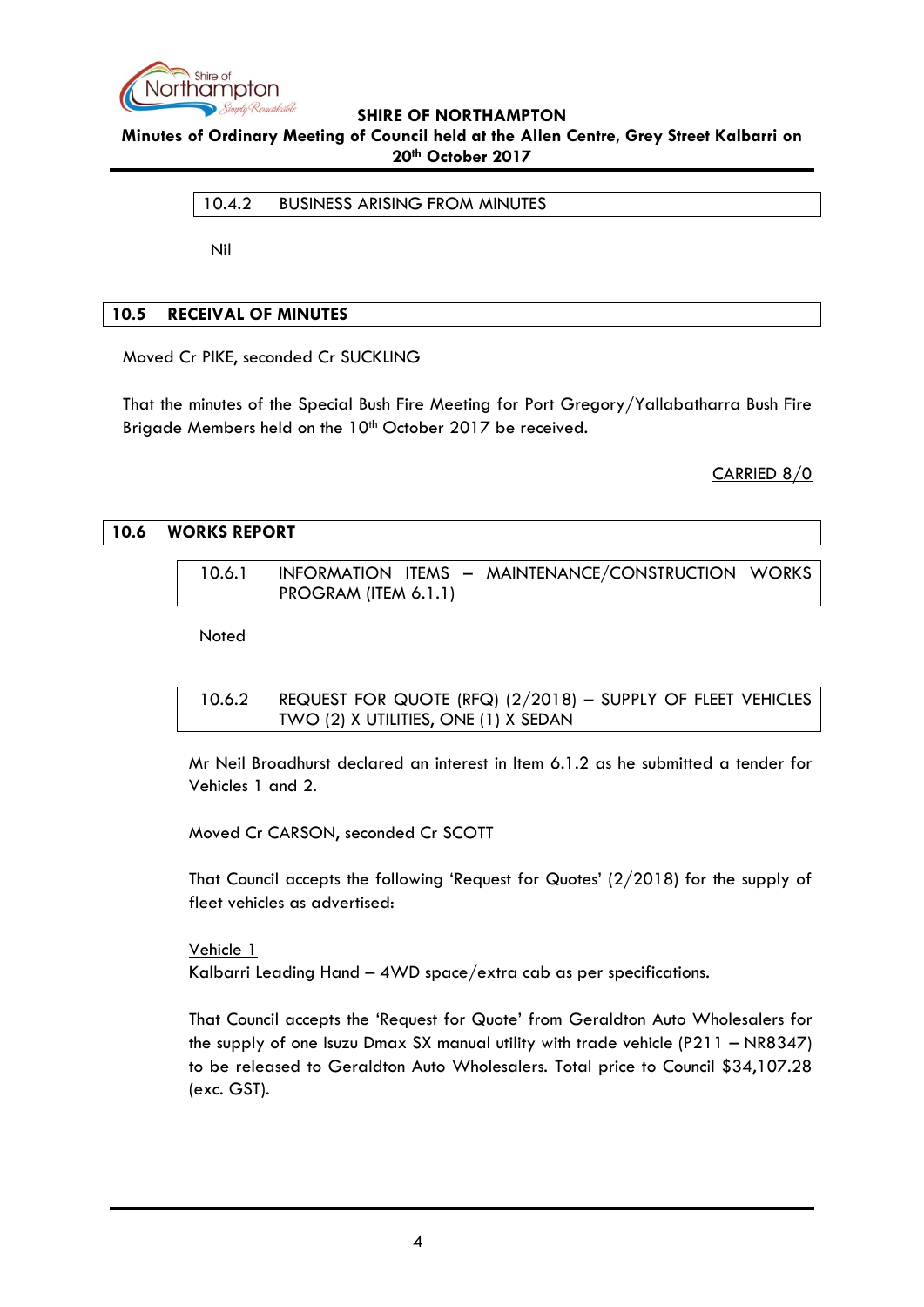### 10.4.2 BUSINESS ARISING FROM MINUTES

Nil

## 10.5 RECEIVAL OF MINUTES

Moved Cr PIKE, seconded Cr SUCKLING

That the minutes of the Special Bush Fire Meeting for Port Gregory/Yallabatharra Bush Fire Brigade Members held on the 10th October 2017 be received.

CARRIED 8/0

## 10.6 WORKS REPORT

### 10.6.1 INFORMATION ITEMS – MAINTENANCE/CONSTRUCTION WORKS PROGRAM (ITEM 6.1.1)

Noted

### 10.6.2 REQUEST FOR QUOTE (RFQ) (2/2018) – SUPPLY OF FLEET VEHICLES TWO (2) X UTILITIES, ONE (1) X SEDAN

Mr Neil Broadhurst declared an interest in Item 6.1.2 as he submitted a tender for Vehicles 1 and 2.

Moved Cr CARSON, seconded Cr SCOTT

That Council accepts the following 'Request for Quotes' (2/2018) for the supply of fleet vehicles as advertised:

Vehicle 1
Kalbarri Leading Hand – 4WD space/extra cab as per specifications.

That Council accepts the 'Request for Quote' from Geraldton Auto Wholesalers for the supply of one Isuzu Dmax SX manual utility with trade vehicle (P211 – NR8347) to be released to Geraldton Auto Wholesalers. Total price to Council $34,107.28 (exc. GST).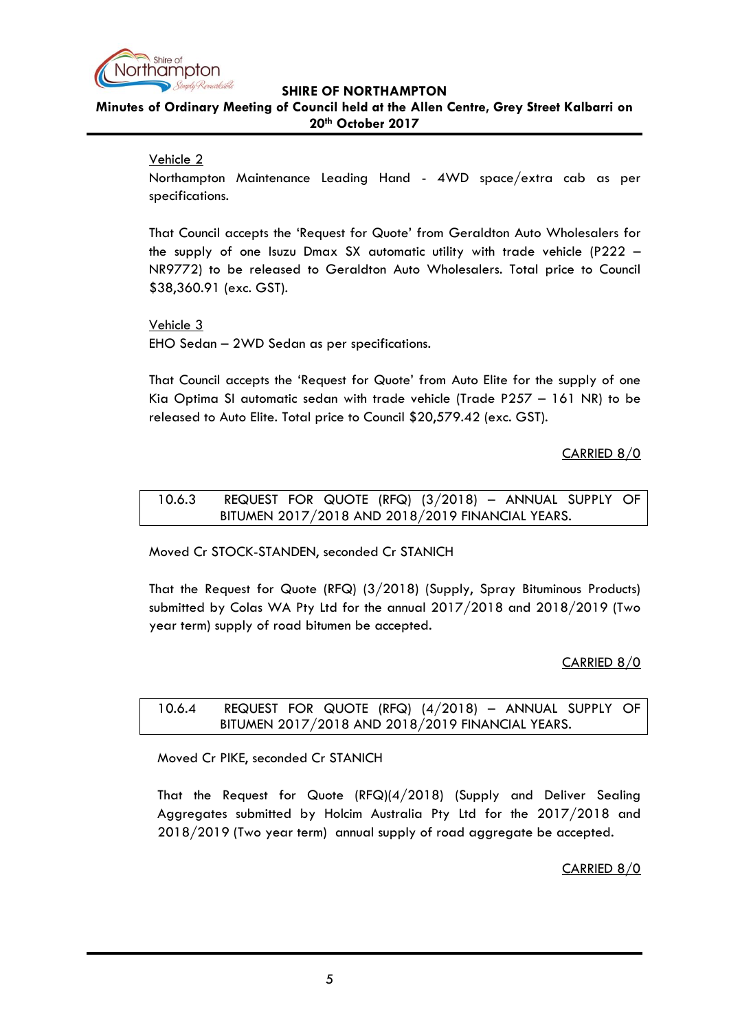Vehicle 2

Northampton Maintenance Leading Hand - 4WD space/extra cab as per specifications.

That Council accepts the 'Request for Quote' from Geraldton Auto Wholesalers for the supply of one Isuzu Dmax SX automatic utility with trade vehicle (P222 – NR9772) to be released to Geraldton Auto Wholesalers. Total price to Council $38,360.91 (exc. GST).

Vehicle 3

EHO Sedan – 2WD Sedan as per specifications.

That Council accepts the 'Request for Quote' from Auto Elite for the supply of one Kia Optima SI automatic sedan with trade vehicle (Trade P257 – 161 NR) to be released to Auto Elite. Total price to Council $20,579.42 (exc. GST).

CARRIED 8/0

### 10.6.3 REQUEST FOR QUOTE (RFQ) (3/2018) – ANNUAL SUPPLY OF BITUMEN 2017/2018 AND 2018/2019 FINANCIAL YEARS.

Moved Cr STOCK-STANDEN, seconded Cr STANICH

That the Request for Quote (RFQ) (3/2018) (Supply, Spray Bituminous Products) submitted by Colas WA Pty Ltd for the annual 2017/2018 and 2018/2019 (Two year term) supply of road bitumen be accepted.

CARRIED 8/0

### 10.6.4 REQUEST FOR QUOTE (RFQ) (4/2018) – ANNUAL SUPPLY OF BITUMEN 2017/2018 AND 2018/2019 FINANCIAL YEARS.

Moved Cr PIKE, seconded Cr STANICH

That the Request for Quote (RFQ)(4/2018) (Supply and Deliver Sealing Aggregates submitted by Holcim Australia Pty Ltd for the 2017/2018 and 2018/2019 (Two year term) annual supply of road aggregate be accepted.

CARRIED 8/0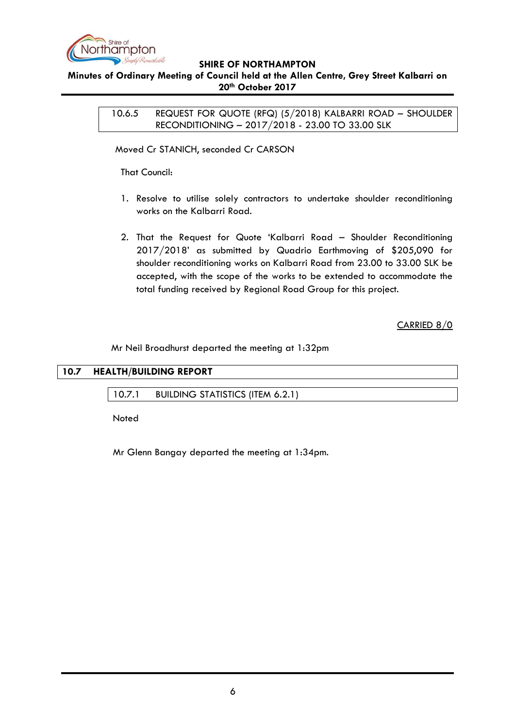### 10.6.5 REQUEST FOR QUOTE (RFQ) (5/2018) KALBARRI ROAD – SHOULDER RECONDITIONING – 2017/2018 - 23.00 TO 33.00 SLK

Moved Cr STANICH, seconded Cr CARSON

That Council:

1. Resolve to utilise solely contractors to undertake shoulder reconditioning works on the Kalbarri Road.

2. That the Request for Quote 'Kalbarri Road – Shoulder Reconditioning 2017/2018' as submitted by Quadrio Earthmoving of $205,090 for shoulder reconditioning works on Kalbarri Road from 23.00 to 33.00 SLK be accepted, with the scope of the works to be extended to accommodate the total funding received by Regional Road Group for this project.

<u>CARRIED 8/0</u>

Mr Neil Broadhurst departed the meeting at 1:32pm

## 10.7 HEALTH/BUILDING REPORT

### 10.7.1 BUILDING STATISTICS (ITEM 6.2.1)

Noted

Mr Glenn Bangay departed the meeting at 1:34pm.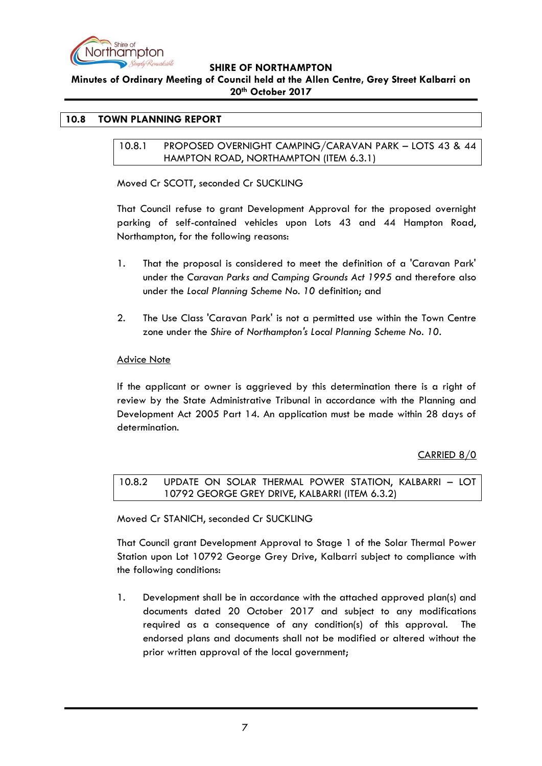## 10.8 TOWN PLANNING REPORT

### 10.8.1 PROPOSED OVERNIGHT CAMPING/CARAVAN PARK – LOTS 43 & 44 HAMPTON ROAD, NORTHAMPTON (ITEM 6.3.1)

Moved Cr SCOTT, seconded Cr SUCKLING

That Council refuse to grant Development Approval for the proposed overnight parking of self-contained vehicles upon Lots 43 and 44 Hampton Road, Northampton, for the following reasons:

1. That the proposal is considered to meet the definition of a 'Caravan Park' under the *Caravan Parks and Camping Grounds Act 1995* and therefore also under the *Local Planning Scheme No. 10* definition; and

2. The Use Class 'Caravan Park' is not a permitted use within the Town Centre zone under the *Shire of Northampton's Local Planning Scheme No. 10*.

<u>Advice Note</u>

If the applicant or owner is aggrieved by this determination there is a right of review by the State Administrative Tribunal in accordance with the Planning and Development Act 2005 Part 14. An application must be made within 28 days of determination.

<u>CARRIED 8/0</u>

### 10.8.2 UPDATE ON SOLAR THERMAL POWER STATION, KALBARRI – LOT 10792 GEORGE GREY DRIVE, KALBARRI (ITEM 6.3.2)

Moved Cr STANICH, seconded Cr SUCKLING

That Council grant Development Approval to Stage 1 of the Solar Thermal Power Station upon Lot 10792 George Grey Drive, Kalbarri subject to compliance with the following conditions:

1. Development shall be in accordance with the attached approved plan(s) and documents dated 20 October 2017 and subject to any modifications required as a consequence of any condition(s) of this approval. The endorsed plans and documents shall not be modified or altered without the prior written approval of the local government;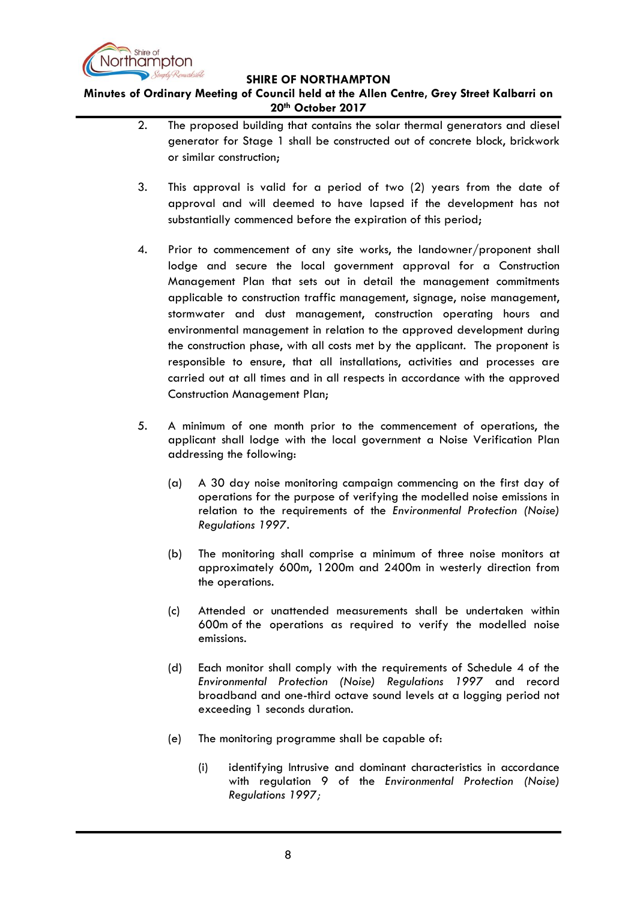2. The proposed building that contains the solar thermal generators and diesel generator for Stage 1 shall be constructed out of concrete block, brickwork or similar construction;

3. This approval is valid for a period of two (2) years from the date of approval and will deemed to have lapsed if the development has not substantially commenced before the expiration of this period;

4. Prior to commencement of any site works, the landowner/proponent shall lodge and secure the local government approval for a Construction Management Plan that sets out in detail the management commitments applicable to construction traffic management, signage, noise management, stormwater and dust management, construction operating hours and environmental management in relation to the approved development during the construction phase, with all costs met by the applicant. The proponent is responsible to ensure, that all installations, activities and processes are carried out at all times and in all respects in accordance with the approved Construction Management Plan;

5. A minimum of one month prior to the commencement of operations, the applicant shall lodge with the local government a Noise Verification Plan addressing the following:

   (a) A 30 day noise monitoring campaign commencing on the first day of operations for the purpose of verifying the modelled noise emissions in relation to the requirements of the *Environmental Protection (Noise) Regulations 1997*.

   (b) The monitoring shall comprise a minimum of three noise monitors at approximately 600m, 1200m and 2400m in westerly direction from the operations.

   (c) Attended or unattended measurements shall be undertaken within 600m of the operations as required to verify the modelled noise emissions.

   (d) Each monitor shall comply with the requirements of Schedule 4 of the *Environmental Protection (Noise) Regulations 1997* and record broadband and one-third octave sound levels at a logging period not exceeding 1 seconds duration.

   (e) The monitoring programme shall be capable of:

      (i) identifying Intrusive and dominant characteristics in accordance with regulation 9 of the *Environmental Protection (Noise) Regulations 1997;*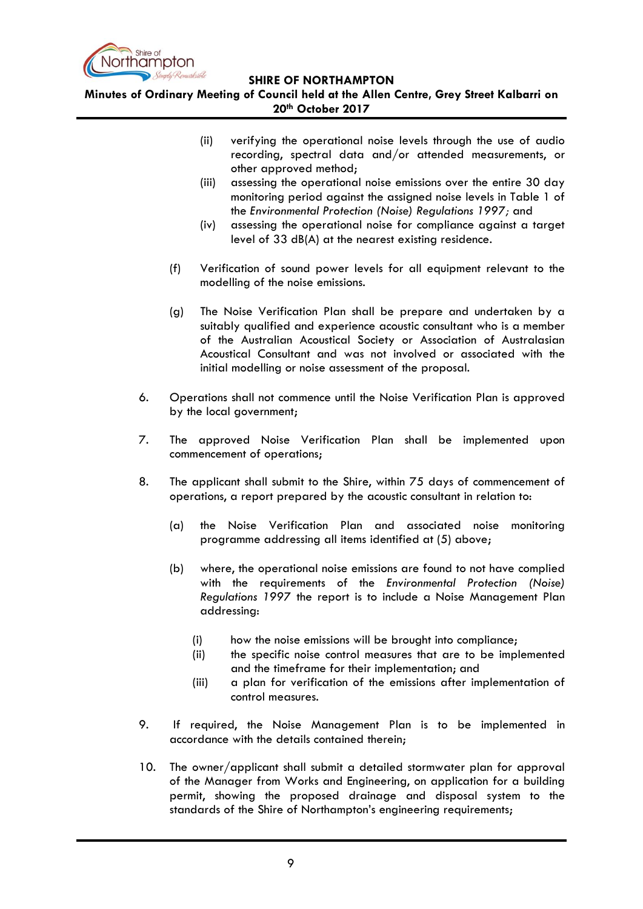(ii) verifying the operational noise levels through the use of audio recording, spectral data and/or attended measurements, or other approved method;

(iii) assessing the operational noise emissions over the entire 30 day monitoring period against the assigned noise levels in Table 1 of the *Environmental Protection (Noise) Regulations 1997;* and

(iv) assessing the operational noise for compliance against a target level of 33 dB(A) at the nearest existing residence.

(f) Verification of sound power levels for all equipment relevant to the modelling of the noise emissions.

(g) The Noise Verification Plan shall be prepare and undertaken by a suitably qualified and experience acoustic consultant who is a member of the Australian Acoustical Society or Association of Australasian Acoustical Consultant and was not involved or associated with the initial modelling or noise assessment of the proposal.

6. Operations shall not commence until the Noise Verification Plan is approved by the local government;

7. The approved Noise Verification Plan shall be implemented upon commencement of operations;

8. The applicant shall submit to the Shire, within 75 days of commencement of operations, a report prepared by the acoustic consultant in relation to:

   (a) the Noise Verification Plan and associated noise monitoring programme addressing all items identified at (5) above;

   (b) where, the operational noise emissions are found to not have complied with the requirements of the *Environmental Protection (Noise) Regulations 1997* the report is to include a Noise Management Plan addressing:

      (i) how the noise emissions will be brought into compliance;
      
      (ii) the specific noise control measures that are to be implemented and the timeframe for their implementation; and
      
      (iii) a plan for verification of the emissions after implementation of control measures.

9. If required, the Noise Management Plan is to be implemented in accordance with the details contained therein;

10. The owner/applicant shall submit a detailed stormwater plan for approval of the Manager from Works and Engineering, on application for a building permit, showing the proposed drainage and disposal system to the standards of the Shire of Northampton's engineering requirements;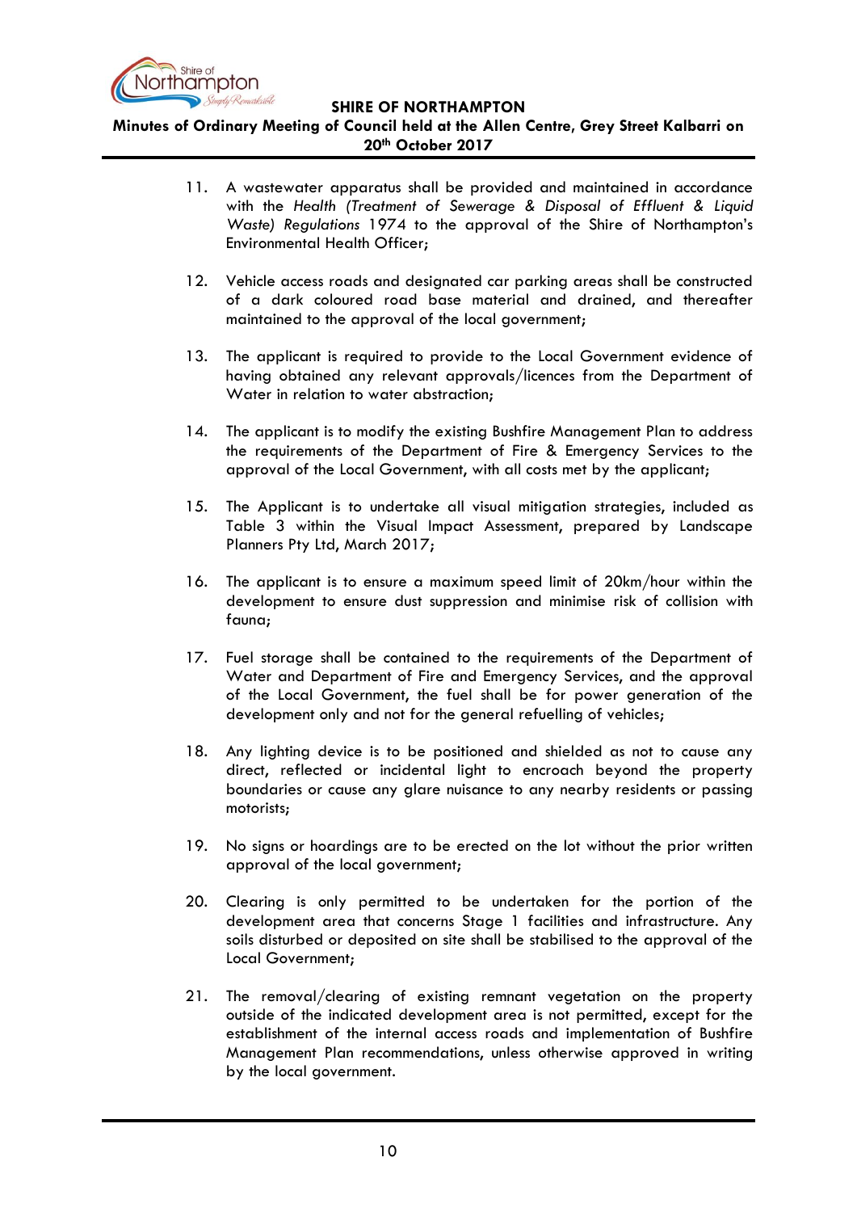11. A wastewater apparatus shall be provided and maintained in accordance with the *Health (Treatment of Sewerage & Disposal of Effluent & Liquid Waste) Regulations* 1974 to the approval of the Shire of Northampton's Environmental Health Officer;

12. Vehicle access roads and designated car parking areas shall be constructed of a dark coloured road base material and drained, and thereafter maintained to the approval of the local government;

13. The applicant is required to provide to the Local Government evidence of having obtained any relevant approvals/licences from the Department of Water in relation to water abstraction;

14. The applicant is to modify the existing Bushfire Management Plan to address the requirements of the Department of Fire & Emergency Services to the approval of the Local Government, with all costs met by the applicant;

15. The Applicant is to undertake all visual mitigation strategies, included as Table 3 within the Visual Impact Assessment, prepared by Landscape Planners Pty Ltd, March 2017;

16. The applicant is to ensure a maximum speed limit of 20km/hour within the development to ensure dust suppression and minimise risk of collision with fauna;

17. Fuel storage shall be contained to the requirements of the Department of Water and Department of Fire and Emergency Services, and the approval of the Local Government, the fuel shall be for power generation of the development only and not for the general refuelling of vehicles;

18. Any lighting device is to be positioned and shielded as not to cause any direct, reflected or incidental light to encroach beyond the property boundaries or cause any glare nuisance to any nearby residents or passing motorists;

19. No signs or hoardings are to be erected on the lot without the prior written approval of the local government;

20. Clearing is only permitted to be undertaken for the portion of the development area that concerns Stage 1 facilities and infrastructure. Any soils disturbed or deposited on site shall be stabilised to the approval of the Local Government;

21. The removal/clearing of existing remnant vegetation on the property outside of the indicated development area is not permitted, except for the establishment of the internal access roads and implementation of Bushfire Management Plan recommendations, unless otherwise approved in writing by the local government.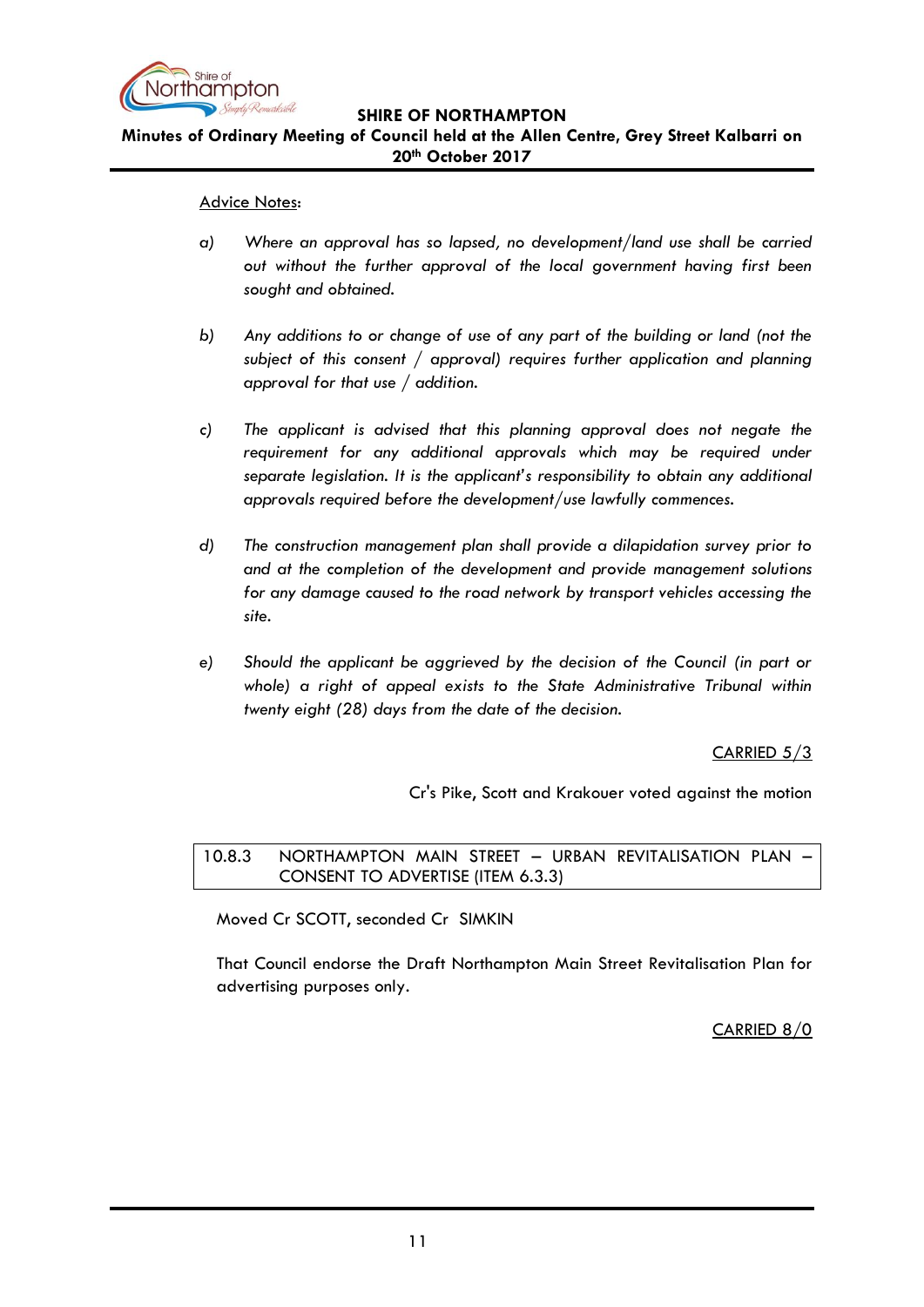Advice Notes:

a) *Where an approval has so lapsed, no development/land use shall be carried out without the further approval of the local government having first been sought and obtained.*

b) *Any additions to or change of use of any part of the building or land (not the subject of this consent / approval) requires further application and planning approval for that use / addition.*

c) *The applicant is advised that this planning approval does not negate the requirement for any additional approvals which may be required under separate legislation. It is the applicant's responsibility to obtain any additional approvals required before the development/use lawfully commences.*

d) *The construction management plan shall provide a dilapidation survey prior to and at the completion of the development and provide management solutions for any damage caused to the road network by transport vehicles accessing the site.*

e) *Should the applicant be aggrieved by the decision of the Council (in part or whole) a right of appeal exists to the State Administrative Tribunal within twenty eight (28) days from the date of the decision.*

CARRIED 5/3

Cr's Pike, Scott and Krakouer voted against the motion

## 10.8.3 NORTHAMPTON MAIN STREET – URBAN REVITALISATION PLAN – CONSENT TO ADVERTISE (ITEM 6.3.3)

Moved Cr SCOTT, seconded Cr SIMKIN

That Council endorse the Draft Northampton Main Street Revitalisation Plan for advertising purposes only.

CARRIED 8/0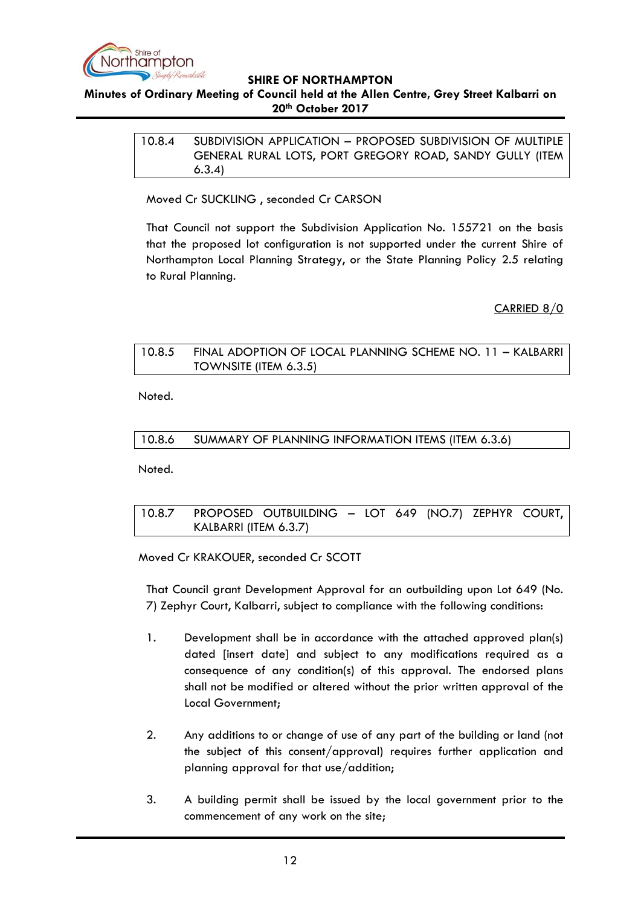## 10.8.4 SUBDIVISION APPLICATION – PROPOSED SUBDIVISION OF MULTIPLE GENERAL RURAL LOTS, PORT GREGORY ROAD, SANDY GULLY (ITEM 6.3.4)

Moved Cr SUCKLING , seconded Cr CARSON

That Council not support the Subdivision Application No. 155721 on the basis that the proposed lot configuration is not supported under the current Shire of Northampton Local Planning Strategy, or the State Planning Policy 2.5 relating to Rural Planning.

CARRIED 8/0

## 10.8.5 FINAL ADOPTION OF LOCAL PLANNING SCHEME NO. 11 – KALBARRI TOWNSITE (ITEM 6.3.5)

Noted.

## 10.8.6 SUMMARY OF PLANNING INFORMATION ITEMS (ITEM 6.3.6)

Noted.

## 10.8.7 PROPOSED OUTBUILDING – LOT 649 (NO.7) ZEPHYR COURT, KALBARRI (ITEM 6.3.7)

Moved Cr KRAKOUER, seconded Cr SCOTT

That Council grant Development Approval for an outbuilding upon Lot 649 (No. 7) Zephyr Court, Kalbarri, subject to compliance with the following conditions:

1. Development shall be in accordance with the attached approved plan(s) dated [insert date] and subject to any modifications required as a consequence of any condition(s) of this approval. The endorsed plans shall not be modified or altered without the prior written approval of the Local Government;

2. Any additions to or change of use of any part of the building or land (not the subject of this consent/approval) requires further application and planning approval for that use/addition;

3. A building permit shall be issued by the local government prior to the commencement of any work on the site;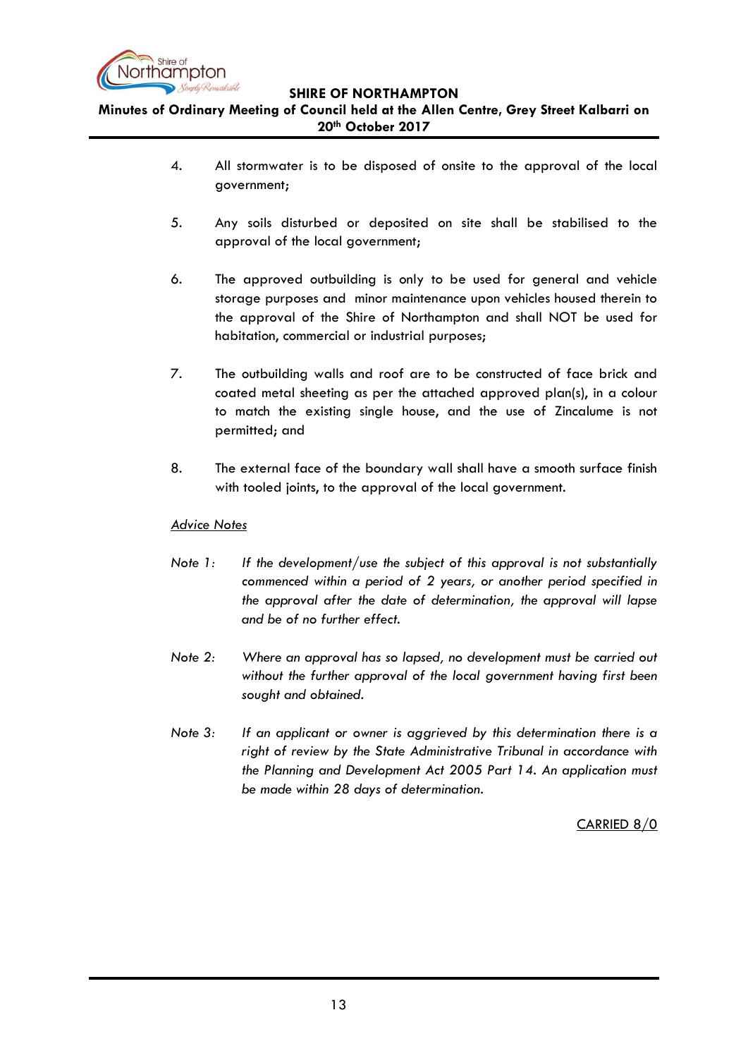4. All stormwater is to be disposed of onsite to the approval of the local government;

5. Any soils disturbed or deposited on site shall be stabilised to the approval of the local government;

6. The approved outbuilding is only to be used for general and vehicle storage purposes and minor maintenance upon vehicles housed therein to the approval of the Shire of Northampton and shall NOT be used for habitation, commercial or industrial purposes;

7. The outbuilding walls and roof are to be constructed of face brick and coated metal sheeting as per the attached approved plan(s), in a colour to match the existing single house, and the use of Zincalume is not permitted; and

8. The external face of the boundary wall shall have a smooth surface finish with tooled joints, to the approval of the local government.

<u>Advice Notes</u>

*Note 1: If the development/use the subject of this approval is not substantially commenced within a period of 2 years, or another period specified in the approval after the date of determination, the approval will lapse and be of no further effect.*

*Note 2: Where an approval has so lapsed, no development must be carried out without the further approval of the local government having first been sought and obtained.*

*Note 3: If an applicant or owner is aggrieved by this determination there is a right of review by the State Administrative Tribunal in accordance with the Planning and Development Act 2005 Part 14. An application must be made within 28 days of determination.*

<u>CARRIED 8/0</u>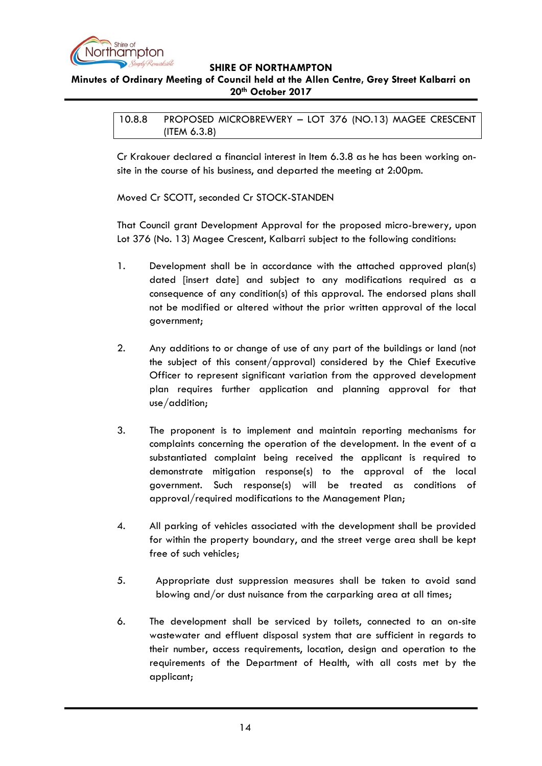## 10.8.8 PROPOSED MICROBREWERY – LOT 376 (NO.13) MAGEE CRESCENT (ITEM 6.3.8)

Cr Krakouer declared a financial interest in Item 6.3.8 as he has been working on-site in the course of his business, and departed the meeting at 2:00pm.

Moved Cr SCOTT, seconded Cr STOCK-STANDEN

That Council grant Development Approval for the proposed micro-brewery, upon Lot 376 (No. 13) Magee Crescent, Kalbarri subject to the following conditions:

1. Development shall be in accordance with the attached approved plan(s) dated [insert date] and subject to any modifications required as a consequence of any condition(s) of this approval. The endorsed plans shall not be modified or altered without the prior written approval of the local government;

2. Any additions to or change of use of any part of the buildings or land (not the subject of this consent/approval) considered by the Chief Executive Officer to represent significant variation from the approved development plan requires further application and planning approval for that use/addition;

3. The proponent is to implement and maintain reporting mechanisms for complaints concerning the operation of the development. In the event of a substantiated complaint being received the applicant is required to demonstrate mitigation response(s) to the approval of the local government. Such response(s) will be treated as conditions of approval/required modifications to the Management Plan;

4. All parking of vehicles associated with the development shall be provided for within the property boundary, and the street verge area shall be kept free of such vehicles;

5. Appropriate dust suppression measures shall be taken to avoid sand blowing and/or dust nuisance from the carparking area at all times;

6. The development shall be serviced by toilets, connected to an on-site wastewater and effluent disposal system that are sufficient in regards to their number, access requirements, location, design and operation to the requirements of the Department of Health, with all costs met by the applicant;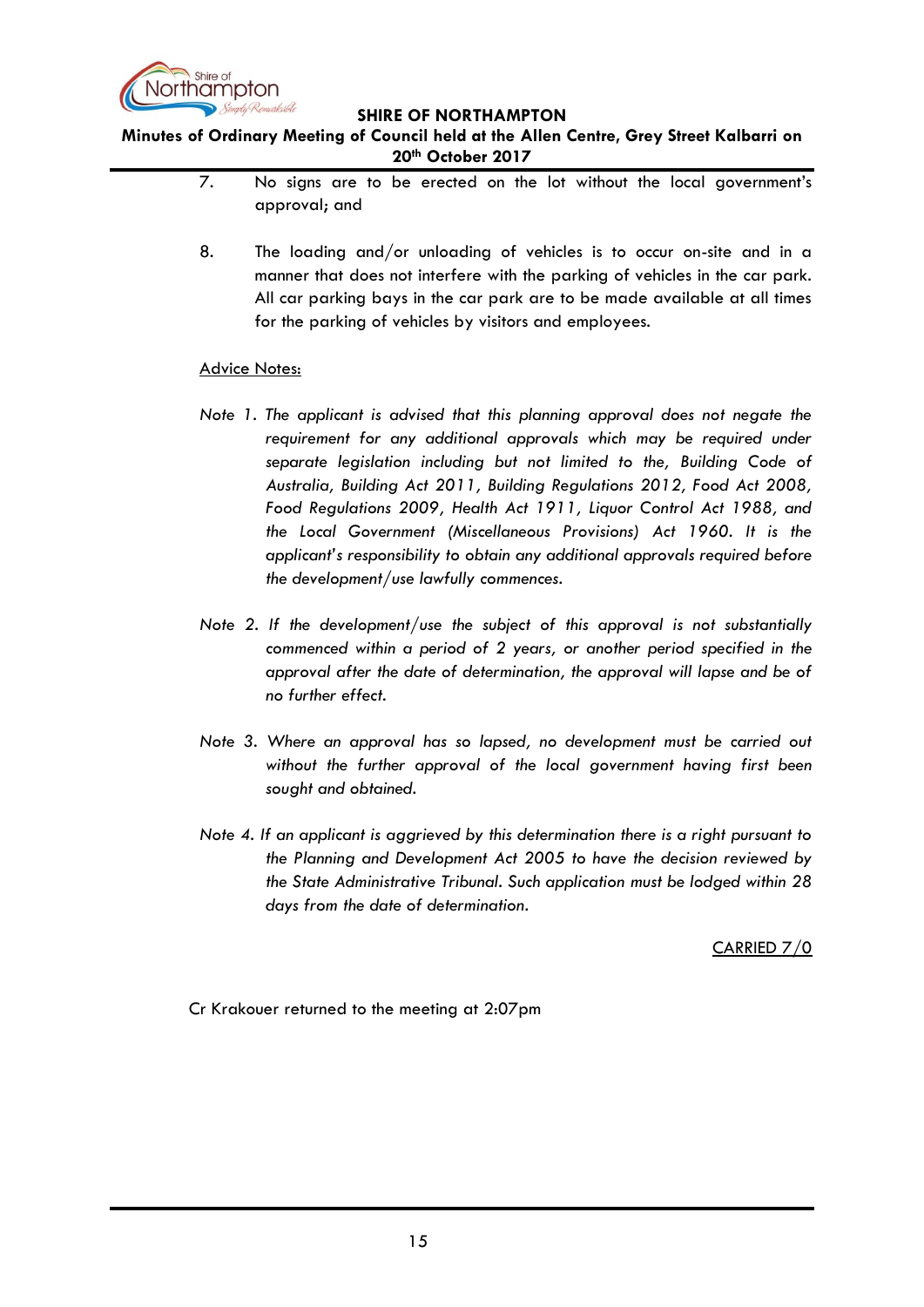7. No signs are to be erected on the lot without the local government's approval; and

8. The loading and/or unloading of vehicles is to occur on-site and in a manner that does not interfere with the parking of vehicles in the car park. All car parking bays in the car park are to be made available at all times for the parking of vehicles by visitors and employees.

<u>Advice Notes:</u>

*Note 1. The applicant is advised that this planning approval does not negate the requirement for any additional approvals which may be required under separate legislation including but not limited to the, Building Code of Australia, Building Act 2011, Building Regulations 2012, Food Act 2008, Food Regulations 2009, Health Act 1911, Liquor Control Act 1988, and the Local Government (Miscellaneous Provisions) Act 1960. It is the applicant's responsibility to obtain any additional approvals required before the development/use lawfully commences.*

*Note 2. If the development/use the subject of this approval is not substantially commenced within a period of 2 years, or another period specified in the approval after the date of determination, the approval will lapse and be of no further effect.*

*Note 3. Where an approval has so lapsed, no development must be carried out without the further approval of the local government having first been sought and obtained.*

*Note 4. If an applicant is aggrieved by this determination there is a right pursuant to the Planning and Development Act 2005 to have the decision reviewed by the State Administrative Tribunal. Such application must be lodged within 28 days from the date of determination.*

<u>CARRIED 7/0</u>

Cr Krakouer returned to the meeting at 2:07pm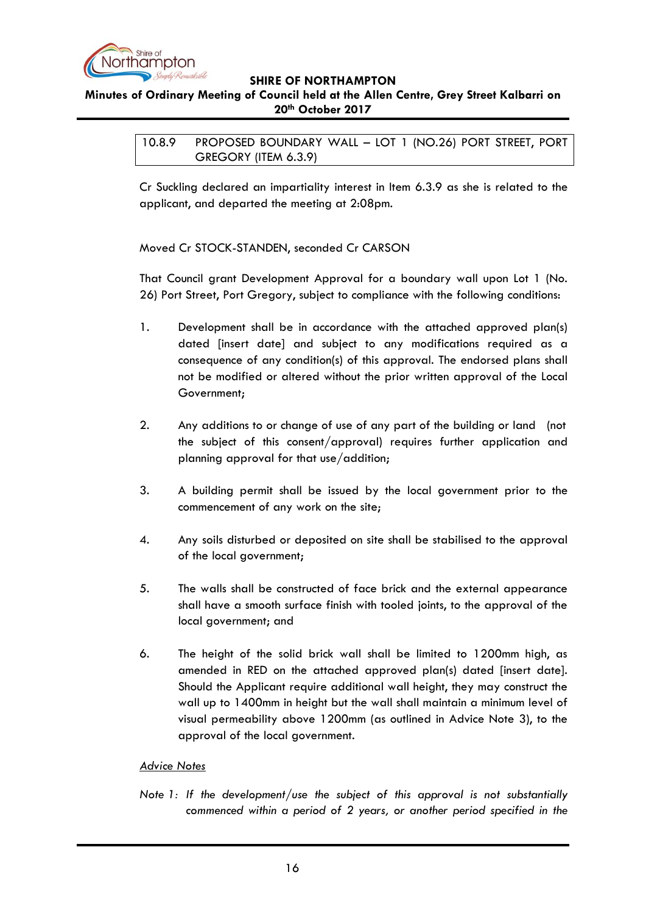## 10.8.9 PROPOSED BOUNDARY WALL – LOT 1 (NO.26) PORT STREET, PORT GREGORY (ITEM 6.3.9)

Cr Suckling declared an impartiality interest in Item 6.3.9 as she is related to the applicant, and departed the meeting at 2:08pm.

Moved Cr STOCK-STANDEN, seconded Cr CARSON

That Council grant Development Approval for a boundary wall upon Lot 1 (No. 26) Port Street, Port Gregory, subject to compliance with the following conditions:

1. Development shall be in accordance with the attached approved plan(s) dated [insert date] and subject to any modifications required as a consequence of any condition(s) of this approval. The endorsed plans shall not be modified or altered without the prior written approval of the Local Government;

2. Any additions to or change of use of any part of the building or land (not the subject of this consent/approval) requires further application and planning approval for that use/addition;

3. A building permit shall be issued by the local government prior to the commencement of any work on the site;

4. Any soils disturbed or deposited on site shall be stabilised to the approval of the local government;

5. The walls shall be constructed of face brick and the external appearance shall have a smooth surface finish with tooled joints, to the approval of the local government; and

6. The height of the solid brick wall shall be limited to 1200mm high, as amended in RED on the attached approved plan(s) dated [insert date]. Should the Applicant require additional wall height, they may construct the wall up to 1400mm in height but the wall shall maintain a minimum level of visual permeability above 1200mm (as outlined in Advice Note 3), to the approval of the local government.

<u>Advice Notes</u>

*Note 1: If the development/use the subject of this approval is not substantially commenced within a period of 2 years, or another period specified in the*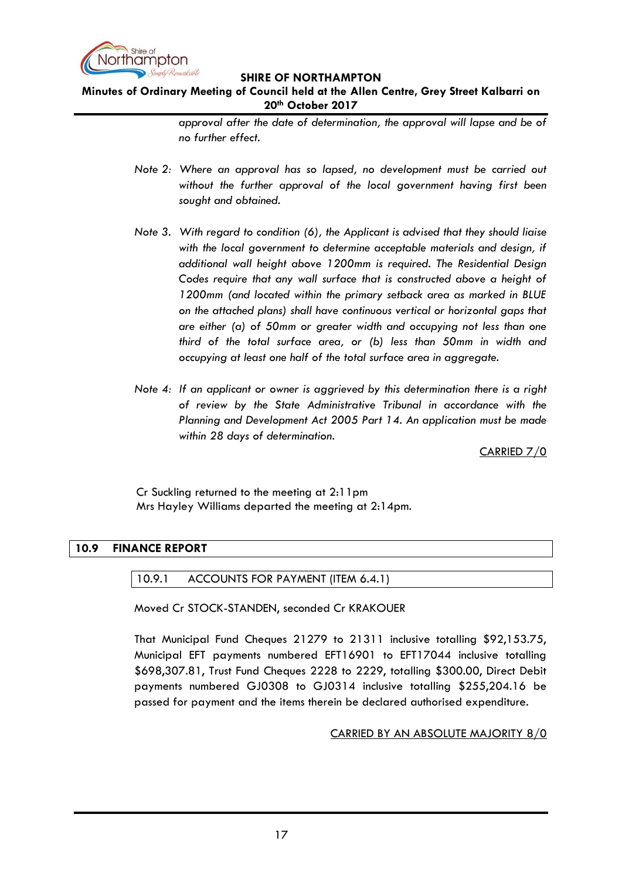*approval after the date of determination, the approval will lapse and be of no further effect.*

*Note 2: Where an approval has so lapsed, no development must be carried out without the further approval of the local government having first been sought and obtained.*

*Note 3. With regard to condition (6), the Applicant is advised that they should liaise with the local government to determine acceptable materials and design, if additional wall height above 1200mm is required. The Residential Design Codes require that any wall surface that is constructed above a height of 1200mm (and located within the primary setback area as marked in BLUE on the attached plans) shall have continuous vertical or horizontal gaps that are either (a) of 50mm or greater width and occupying not less than one third of the total surface area, or (b) less than 50mm in width and occupying at least one half of the total surface area in aggregate.*

*Note 4: If an applicant or owner is aggrieved by this determination there is a right of review by the State Administrative Tribunal in accordance with the Planning and Development Act 2005 Part 14. An application must be made within 28 days of determination.*

CARRIED 7/0

Cr Suckling returned to the meeting at 2:11pm
Mrs Hayley Williams departed the meeting at 2:14pm.

## 10.9 FINANCE REPORT

### 10.9.1 ACCOUNTS FOR PAYMENT (ITEM 6.4.1)

Moved Cr STOCK-STANDEN, seconded Cr KRAKOUER

That Municipal Fund Cheques 21279 to 21311 inclusive totalling $92,153.75, Municipal EFT payments numbered EFT16901 to EFT17044 inclusive totalling $698,307.81, Trust Fund Cheques 2228 to 2229, totalling $300.00, Direct Debit payments numbered GJ0308 to GJ0314 inclusive totalling $255,204.16 be passed for payment and the items therein be declared authorised expenditure.

CARRIED BY AN ABSOLUTE MAJORITY 8/0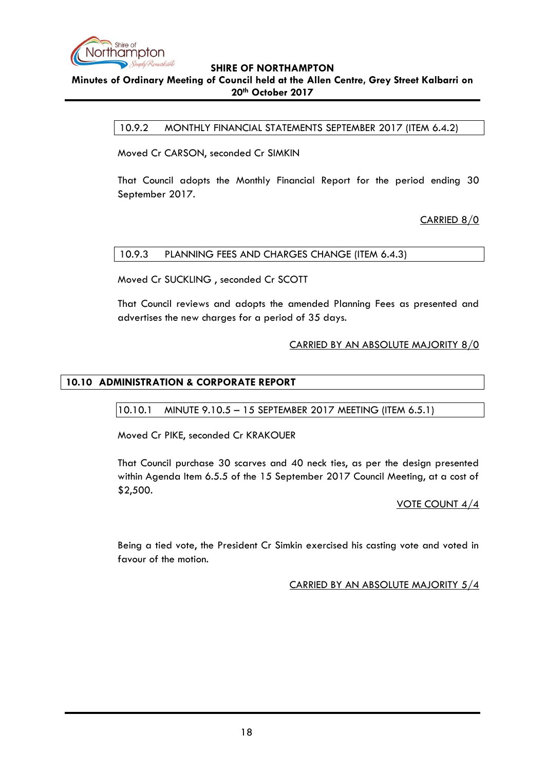### 10.9.2 MONTHLY FINANCIAL STATEMENTS SEPTEMBER 2017 (ITEM 6.4.2)

Moved Cr CARSON, seconded Cr SIMKIN

That Council adopts the Monthly Financial Report for the period ending 30 September 2017.

CARRIED 8/0

### 10.9.3 PLANNING FEES AND CHARGES CHANGE (ITEM 6.4.3)

Moved Cr SUCKLING , seconded Cr SCOTT

That Council reviews and adopts the amended Planning Fees as presented and advertises the new charges for a period of 35 days.

CARRIED BY AN ABSOLUTE MAJORITY 8/0

## 10.10 ADMINISTRATION & CORPORATE REPORT

### 10.10.1 MINUTE 9.10.5 – 15 SEPTEMBER 2017 MEETING (ITEM 6.5.1)

Moved Cr PIKE, seconded Cr KRAKOUER

That Council purchase 30 scarves and 40 neck ties, as per the design presented within Agenda Item 6.5.5 of the 15 September 2017 Council Meeting, at a cost of $2,500.

VOTE COUNT 4/4

Being a tied vote, the President Cr Simkin exercised his casting vote and voted in favour of the motion.

CARRIED BY AN ABSOLUTE MAJORITY 5/4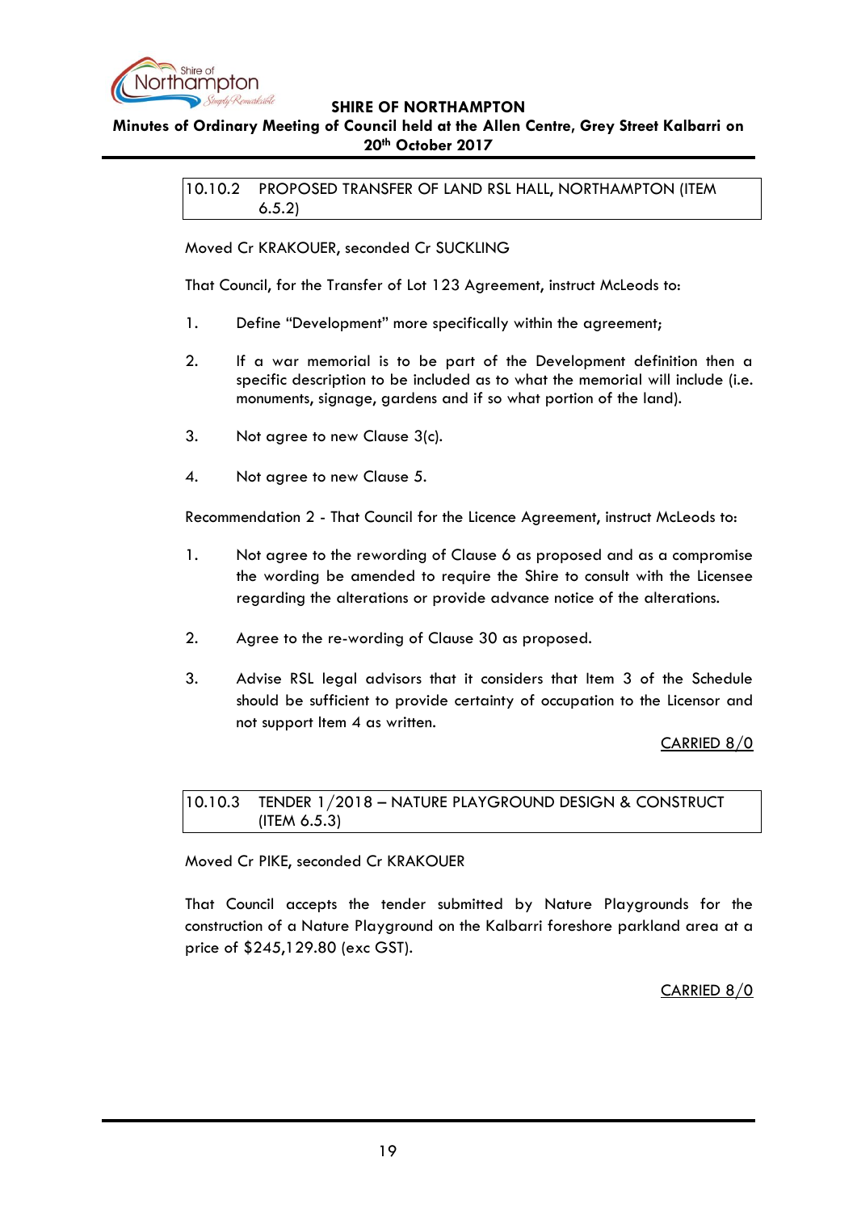### 10.10.2 PROPOSED TRANSFER OF LAND RSL HALL, NORTHAMPTON (ITEM 6.5.2)

Moved Cr KRAKOUER, seconded Cr SUCKLING

That Council, for the Transfer of Lot 123 Agreement, instruct McLeods to:

1. Define "Development" more specifically within the agreement;

2. If a war memorial is to be part of the Development definition then a specific description to be included as to what the memorial will include (i.e. monuments, signage, gardens and if so what portion of the land).

3. Not agree to new Clause 3(c).

4. Not agree to new Clause 5.

Recommendation 2 - That Council for the Licence Agreement, instruct McLeods to:

1. Not agree to the rewording of Clause 6 as proposed and as a compromise the wording be amended to require the Shire to consult with the Licensee regarding the alterations or provide advance notice of the alterations.

2. Agree to the re-wording of Clause 30 as proposed.

3. Advise RSL legal advisors that it considers that Item 3 of the Schedule should be sufficient to provide certainty of occupation to the Licensor and not support Item 4 as written.

<u>CARRIED 8/0</u>

### 10.10.3 TENDER 1/2018 – NATURE PLAYGROUND DESIGN & CONSTRUCT (ITEM 6.5.3)

Moved Cr PIKE, seconded Cr KRAKOUER

That Council accepts the tender submitted by Nature Playgrounds for the construction of a Nature Playground on the Kalbarri foreshore parkland area at a price of $245,129.80 (exc GST).

<u>CARRIED 8/0</u>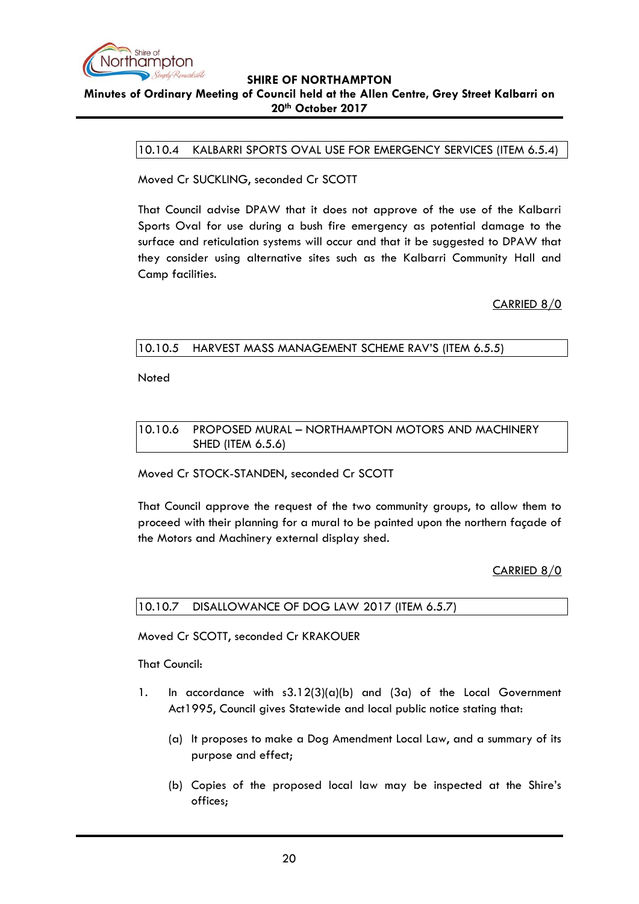### 10.10.4 KALBARRI SPORTS OVAL USE FOR EMERGENCY SERVICES (ITEM 6.5.4)

Moved Cr SUCKLING, seconded Cr SCOTT

That Council advise DPAW that it does not approve of the use of the Kalbarri Sports Oval for use during a bush fire emergency as potential damage to the surface and reticulation systems will occur and that it be suggested to DPAW that they consider using alternative sites such as the Kalbarri Community Hall and Camp facilities.

CARRIED 8/0

### 10.10.5 HARVEST MASS MANAGEMENT SCHEME RAV'S (ITEM 6.5.5)

Noted

### 10.10.6 PROPOSED MURAL – NORTHAMPTON MOTORS AND MACHINERY SHED (ITEM 6.5.6)

Moved Cr STOCK-STANDEN, seconded Cr SCOTT

That Council approve the request of the two community groups, to allow them to proceed with their planning for a mural to be painted upon the northern façade of the Motors and Machinery external display shed.

CARRIED 8/0

### 10.10.7 DISALLOWANCE OF DOG LAW 2017 (ITEM 6.5.7)

Moved Cr SCOTT, seconded Cr KRAKOUER

That Council:

1. In accordance with s3.12(3)(a)(b) and (3a) of the Local Government Act1995, Council gives Statewide and local public notice stating that:

   (a) It proposes to make a Dog Amendment Local Law, and a summary of its purpose and effect;

   (b) Copies of the proposed local law may be inspected at the Shire's offices;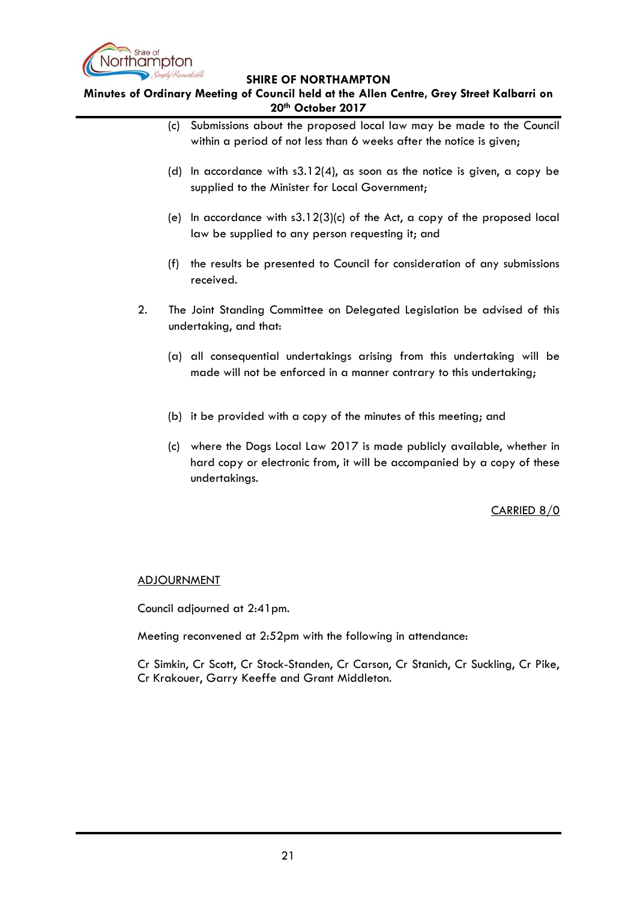(c) Submissions about the proposed local law may be made to the Council within a period of not less than 6 weeks after the notice is given;

   (d) In accordance with s3.12(4), as soon as the notice is given, a copy be supplied to the Minister for Local Government;

   (e) In accordance with s3.12(3)(c) of the Act, a copy of the proposed local law be supplied to any person requesting it; and

   (f) the results be presented to Council for consideration of any submissions received.

2. The Joint Standing Committee on Delegated Legislation be advised of this undertaking, and that:

   (a) all consequential undertakings arising from this undertaking will be made will not be enforced in a manner contrary to this undertaking;

   (b) it be provided with a copy of the minutes of this meeting; and

   (c) where the Dogs Local Law 2017 is made publicly available, whether in hard copy or electronic from, it will be accompanied by a copy of these undertakings.

CARRIED 8/0

ADJOURNMENT

Council adjourned at 2:41pm.

Meeting reconvened at 2:52pm with the following in attendance:

Cr Simkin, Cr Scott, Cr Stock-Standen, Cr Carson, Cr Stanich, Cr Suckling, Cr Pike, Cr Krakouer, Garry Keeffe and Grant Middleton.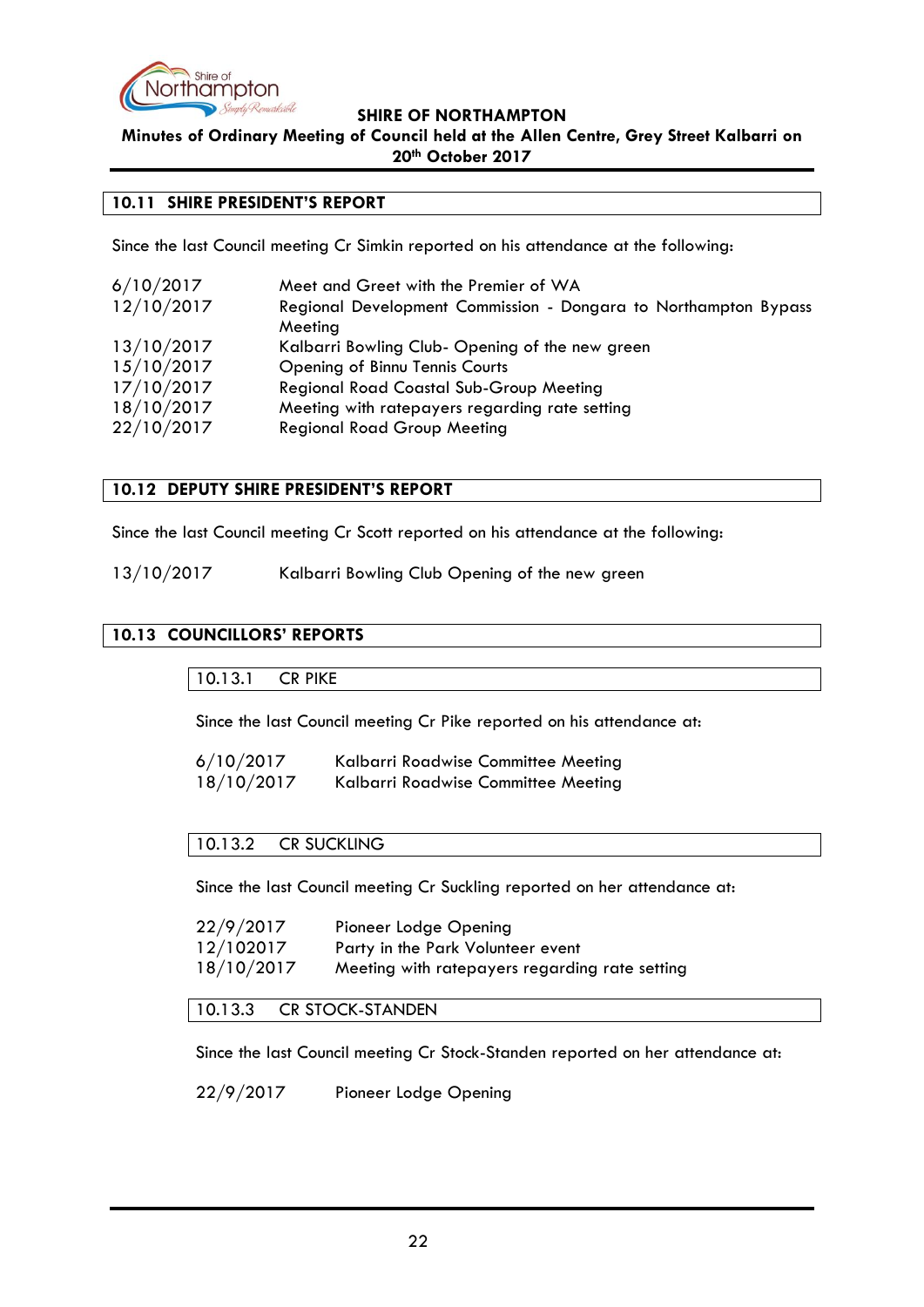## 10.11 SHIRE PRESIDENT'S REPORT

Since the last Council meeting Cr Simkin reported on his attendance at the following:

| | |
|---|---|
| 6/10/2017 | Meet and Greet with the Premier of WA |
| 12/10/2017 | Regional Development Commission - Dongara to Northampton Bypass Meeting |
| 13/10/2017 | Kalbarri Bowling Club- Opening of the new green |
| 15/10/2017 | Opening of Binnu Tennis Courts |
| 17/10/2017 | Regional Road Coastal Sub-Group Meeting |
| 18/10/2017 | Meeting with ratepayers regarding rate setting |
| 22/10/2017 | Regional Road Group Meeting |

## 10.12 DEPUTY SHIRE PRESIDENT'S REPORT

Since the last Council meeting Cr Scott reported on his attendance at the following:

| | |
|---|---|
| 13/10/2017 | Kalbarri Bowling Club Opening of the new green |

## 10.13 COUNCILLORS' REPORTS

### 10.13.1 CR PIKE

Since the last Council meeting Cr Pike reported on his attendance at:

| | |
|---|---|
| 6/10/2017 | Kalbarri Roadwise Committee Meeting |
| 18/10/2017 | Kalbarri Roadwise Committee Meeting |

### 10.13.2 CR SUCKLING

Since the last Council meeting Cr Suckling reported on her attendance at:

| | |
|---|---|
| 22/9/2017 | Pioneer Lodge Opening |
| 12/102017 | Party in the Park Volunteer event |
| 18/10/2017 | Meeting with ratepayers regarding rate setting |

### 10.13.3 CR STOCK-STANDEN

Since the last Council meeting Cr Stock-Standen reported on her attendance at:

| | |
|---|---|
| 22/9/2017 | Pioneer Lodge Opening |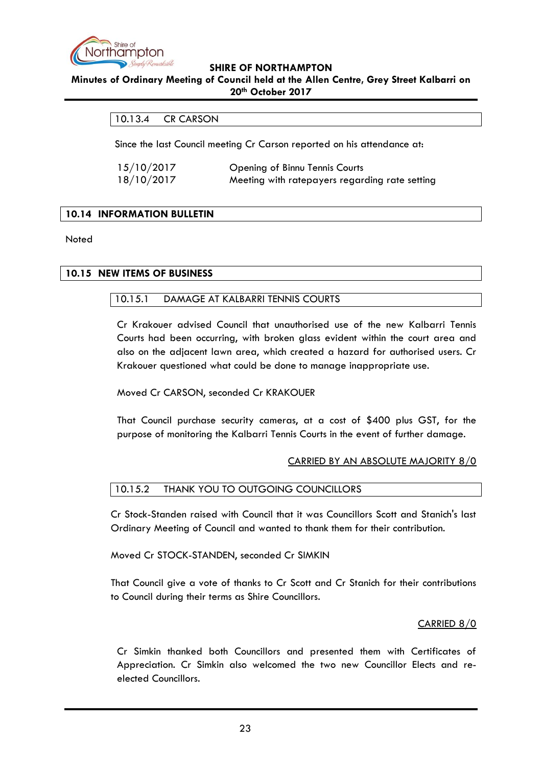### 10.13.4 CR CARSON

Since the last Council meeting Cr Carson reported on his attendance at:

15/10/2017 Opening of Binnu Tennis Courts
18/10/2017 Meeting with ratepayers regarding rate setting

## 10.14 INFORMATION BULLETIN

Noted

## 10.15 NEW ITEMS OF BUSINESS

### 10.15.1 DAMAGE AT KALBARRI TENNIS COURTS

Cr Krakouer advised Council that unauthorised use of the new Kalbarri Tennis Courts had been occurring, with broken glass evident within the court area and also on the adjacent lawn area, which created a hazard for authorised users. Cr Krakouer questioned what could be done to manage inappropriate use.

Moved Cr CARSON, seconded Cr KRAKOUER

That Council purchase security cameras, at a cost of $400 plus GST, for the purpose of monitoring the Kalbarri Tennis Courts in the event of further damage.

CARRIED BY AN ABSOLUTE MAJORITY 8/0

### 10.15.2 THANK YOU TO OUTGOING COUNCILLORS

Cr Stock-Standen raised with Council that it was Councillors Scott and Stanich's last Ordinary Meeting of Council and wanted to thank them for their contribution.

Moved Cr STOCK-STANDEN, seconded Cr SIMKIN

That Council give a vote of thanks to Cr Scott and Cr Stanich for their contributions to Council during their terms as Shire Councillors.

CARRIED 8/0

Cr Simkin thanked both Councillors and presented them with Certificates of Appreciation. Cr Simkin also welcomed the two new Councillor Elects and re-elected Councillors.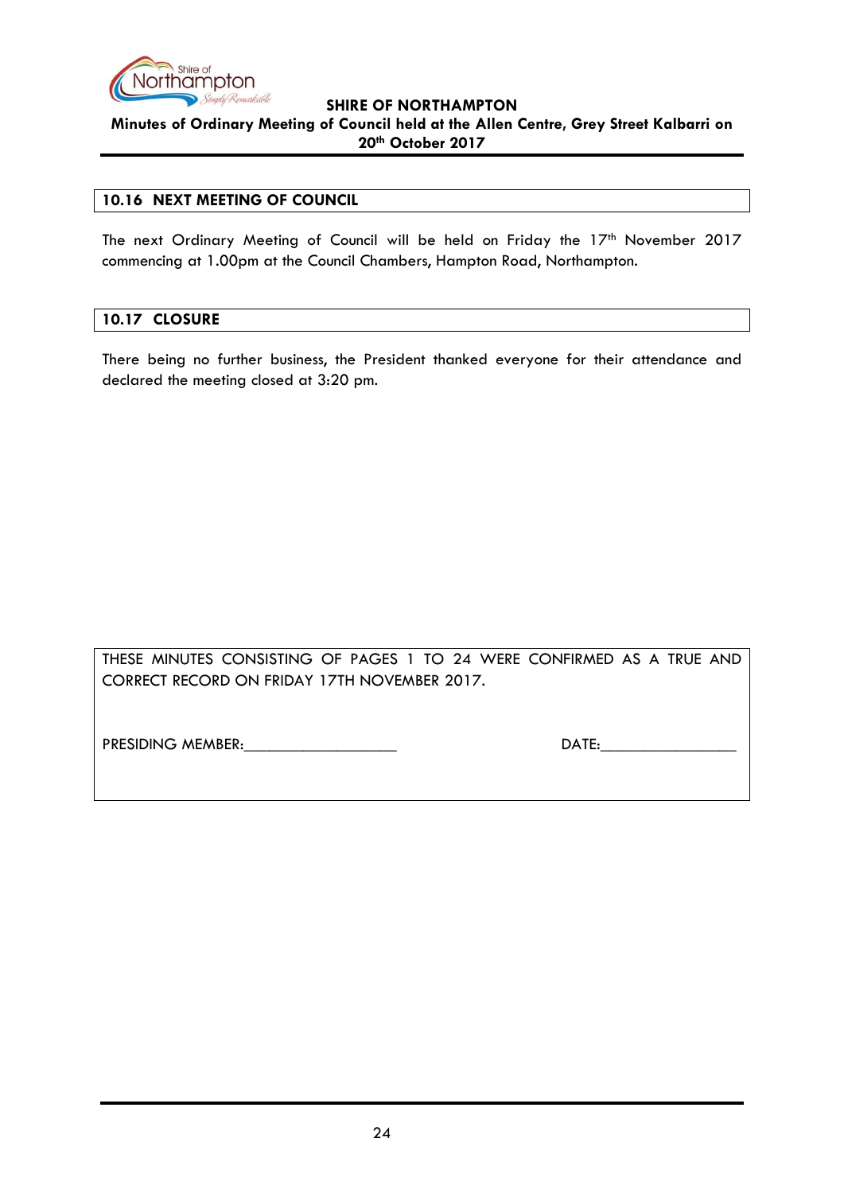## 10.16 NEXT MEETING OF COUNCIL

The next Ordinary Meeting of Council will be held on Friday the 17th November 2017 commencing at 1.00pm at the Council Chambers, Hampton Road, Northampton.

## 10.17 CLOSURE

There being no further business, the President thanked everyone for their attendance and declared the meeting closed at 3:20 pm.

THESE MINUTES CONSISTING OF PAGES 1 TO 24 WERE CONFIRMED AS A TRUE AND CORRECT RECORD ON FRIDAY 17TH NOVEMBER 2017.

PRESIDING MEMBER:___________________ DATE:_________________